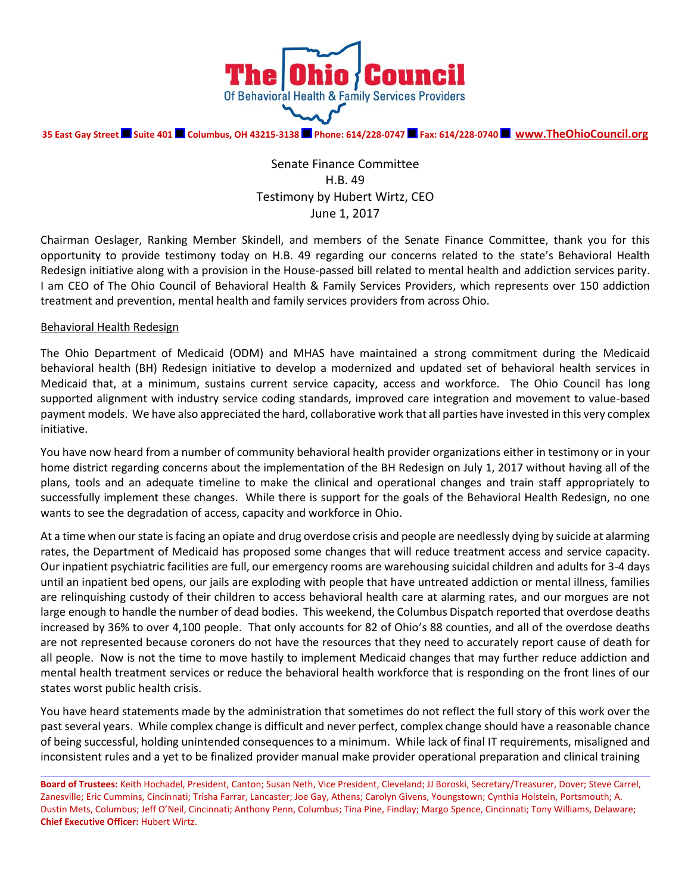# The Ohio Council

Of Behavioral Health & Family Services Providers

35 East Gay Street ■ Suite 401 ■ Columbus, OH 43215-3138 ■ Phone: 614/228-0747 ■ Fax: 614/228-0740 ■ www.TheOhioCouncil.org

Senate Finance Committee
H.B. 49
Testimony by Hubert Wirtz, CEO
June 1, 2017

Chairman Oeslager, Ranking Member Skindell, and members of the Senate Finance Committee, thank you for this opportunity to provide testimony today on H.B. 49 regarding our concerns related to the state's Behavioral Health Redesign initiative along with a provision in the House-passed bill related to mental health and addiction services parity. I am CEO of The Ohio Council of Behavioral Health & Family Services Providers, which represents over 150 addiction treatment and prevention, mental health and family services providers from across Ohio.

<u>Behavioral Health Redesign</u>

The Ohio Department of Medicaid (ODM) and MHAS have maintained a strong commitment during the Medicaid behavioral health (BH) Redesign initiative to develop a modernized and updated set of behavioral health services in Medicaid that, at a minimum, sustains current service capacity, access and workforce. The Ohio Council has long supported alignment with industry service coding standards, improved care integration and movement to value-based payment models. We have also appreciated the hard, collaborative work that all parties have invested in this very complex initiative.

You have now heard from a number of community behavioral health provider organizations either in testimony or in your home district regarding concerns about the implementation of the BH Redesign on July 1, 2017 without having all of the plans, tools and an adequate timeline to make the clinical and operational changes and train staff appropriately to successfully implement these changes. While there is support for the goals of the Behavioral Health Redesign, no one wants to see the degradation of access, capacity and workforce in Ohio.

At a time when our state is facing an opiate and drug overdose crisis and people are needlessly dying by suicide at alarming rates, the Department of Medicaid has proposed some changes that will reduce treatment access and service capacity. Our inpatient psychiatric facilities are full, our emergency rooms are warehousing suicidal children and adults for 3-4 days until an inpatient bed opens, our jails are exploding with people that have untreated addiction or mental illness, families are relinquishing custody of their children to access behavioral health care at alarming rates, and our morgues are not large enough to handle the number of dead bodies. This weekend, the Columbus Dispatch reported that overdose deaths increased by 36% to over 4,100 people. That only accounts for 82 of Ohio's 88 counties, and all of the overdose deaths are not represented because coroners do not have the resources that they need to accurately report cause of death for all people. Now is not the time to move hastily to implement Medicaid changes that may further reduce addiction and mental health treatment services or reduce the behavioral health workforce that is responding on the front lines of our states worst public health crisis.

You have heard statements made by the administration that sometimes do not reflect the full story of this work over the past several years. While complex change is difficult and never perfect, complex change should have a reasonable chance of being successful, holding unintended consequences to a minimum. While lack of final IT requirements, misaligned and inconsistent rules and a yet to be finalized provider manual make provider operational preparation and clinical training

---

**Board of Trustees:** Keith Hochadel, President, Canton; Susan Neth, Vice President, Cleveland; JJ Boroski, Secretary/Treasurer, Dover; Steve Carrel, Zanesville; Eric Cummins, Cincinnati; Trisha Farrar, Lancaster; Joe Gay, Athens; Carolyn Givens, Youngstown; Cynthia Holstein, Portsmouth; A. Dustin Mets, Columbus; Jeff O'Neil, Cincinnati; Anthony Penn, Columbus; Tina Pine, Findlay; Margo Spence, Cincinnati; Tony Williams, Delaware; **Chief Executive Officer:** Hubert Wirtz.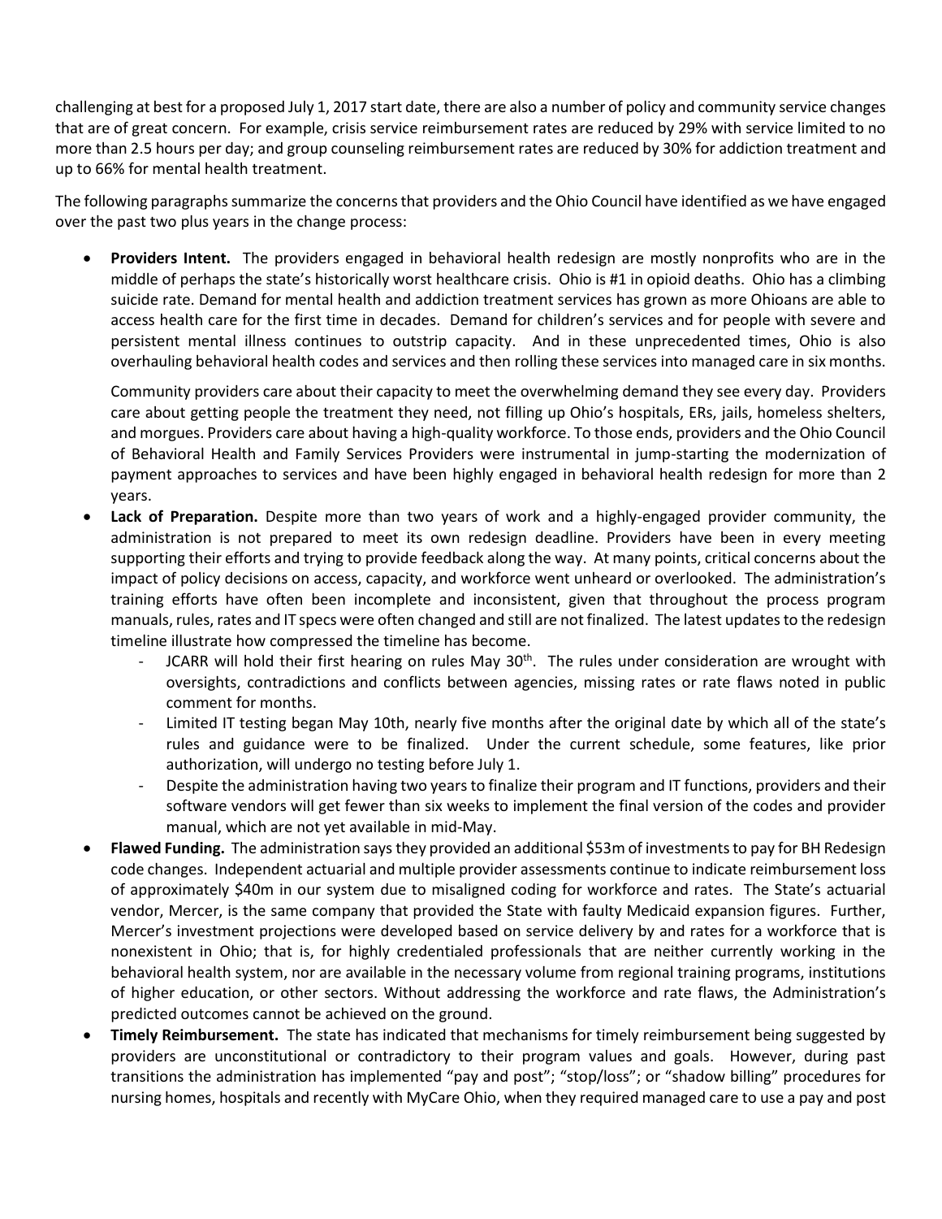challenging at best for a proposed July 1, 2017 start date, there are also a number of policy and community service changes that are of great concern. For example, crisis service reimbursement rates are reduced by 29% with service limited to no more than 2.5 hours per day; and group counseling reimbursement rates are reduced by 30% for addiction treatment and up to 66% for mental health treatment.

The following paragraphs summarize the concerns that providers and the Ohio Council have identified as we have engaged over the past two plus years in the change process:

- **Providers Intent.** The providers engaged in behavioral health redesign are mostly nonprofits who are in the middle of perhaps the state's historically worst healthcare crisis. Ohio is #1 in opioid deaths. Ohio has a climbing suicide rate. Demand for mental health and addiction treatment services has grown as more Ohioans are able to access health care for the first time in decades. Demand for children's services and for people with severe and persistent mental illness continues to outstrip capacity. And in these unprecedented times, Ohio is also overhauling behavioral health codes and services and then rolling these services into managed care in six months.

  Community providers care about their capacity to meet the overwhelming demand they see every day. Providers care about getting people the treatment they need, not filling up Ohio's hospitals, ERs, jails, homeless shelters, and morgues. Providers care about having a high-quality workforce. To those ends, providers and the Ohio Council of Behavioral Health and Family Services Providers were instrumental in jump-starting the modernization of payment approaches to services and have been highly engaged in behavioral health redesign for more than 2 years.

- **Lack of Preparation.** Despite more than two years of work and a highly-engaged provider community, the administration is not prepared to meet its own redesign deadline. Providers have been in every meeting supporting their efforts and trying to provide feedback along the way. At many points, critical concerns about the impact of policy decisions on access, capacity, and workforce went unheard or overlooked. The administration's training efforts have often been incomplete and inconsistent, given that throughout the process program manuals, rules, rates and IT specs were often changed and still are not finalized. The latest updates to the redesign timeline illustrate how compressed the timeline has become.
  - JCARR will hold their first hearing on rules May 30th. The rules under consideration are wrought with oversights, contradictions and conflicts between agencies, missing rates or rate flaws noted in public comment for months.
  - Limited IT testing began May 10th, nearly five months after the original date by which all of the state's rules and guidance were to be finalized. Under the current schedule, some features, like prior authorization, will undergo no testing before July 1.
  - Despite the administration having two years to finalize their program and IT functions, providers and their software vendors will get fewer than six weeks to implement the final version of the codes and provider manual, which are not yet available in mid-May.

- **Flawed Funding.** The administration says they provided an additional $53m of investments to pay for BH Redesign code changes. Independent actuarial and multiple provider assessments continue to indicate reimbursement loss of approximately $40m in our system due to misaligned coding for workforce and rates. The State's actuarial vendor, Mercer, is the same company that provided the State with faulty Medicaid expansion figures. Further, Mercer's investment projections were developed based on service delivery by and rates for a workforce that is nonexistent in Ohio; that is, for highly credentialed professionals that are neither currently working in the behavioral health system, nor are available in the necessary volume from regional training programs, institutions of higher education, or other sectors. Without addressing the workforce and rate flaws, the Administration's predicted outcomes cannot be achieved on the ground.

- **Timely Reimbursement.** The state has indicated that mechanisms for timely reimbursement being suggested by providers are unconstitutional or contradictory to their program values and goals. However, during past transitions the administration has implemented "pay and post"; "stop/loss"; or "shadow billing" procedures for nursing homes, hospitals and recently with MyCare Ohio, when they required managed care to use a pay and post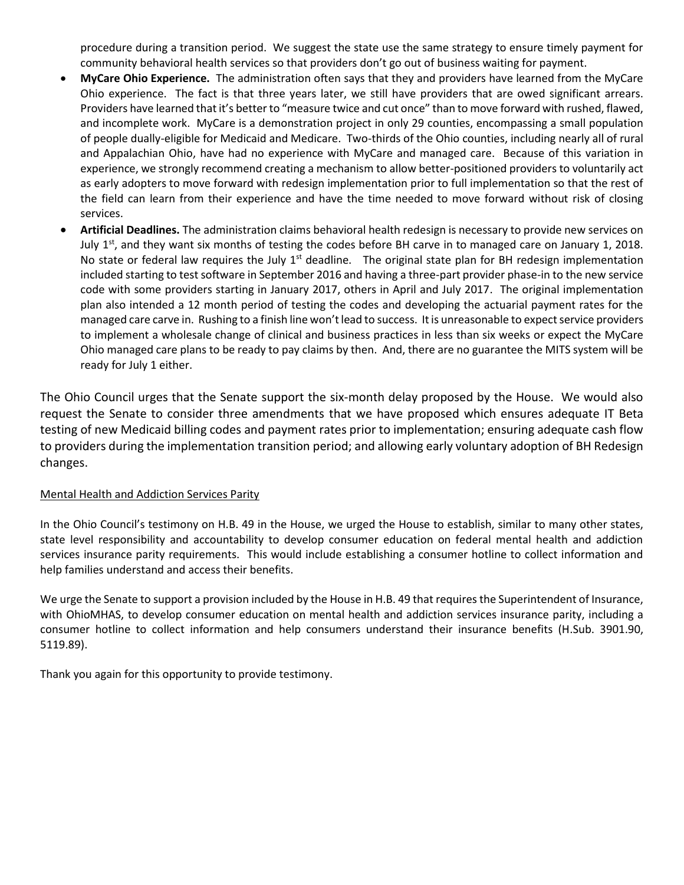procedure during a transition period. We suggest the state use the same strategy to ensure timely payment for community behavioral health services so that providers don't go out of business waiting for payment.

- **MyCare Ohio Experience.** The administration often says that they and providers have learned from the MyCare Ohio experience. The fact is that three years later, we still have providers that are owed significant arrears. Providers have learned that it's better to "measure twice and cut once" than to move forward with rushed, flawed, and incomplete work. MyCare is a demonstration project in only 29 counties, encompassing a small population of people dually-eligible for Medicaid and Medicare. Two-thirds of the Ohio counties, including nearly all of rural and Appalachian Ohio, have had no experience with MyCare and managed care. Because of this variation in experience, we strongly recommend creating a mechanism to allow better-positioned providers to voluntarily act as early adopters to move forward with redesign implementation prior to full implementation so that the rest of the field can learn from their experience and have the time needed to move forward without risk of closing services.
- **Artificial Deadlines.** The administration claims behavioral health redesign is necessary to provide new services on July 1st, and they want six months of testing the codes before BH carve in to managed care on January 1, 2018. No state or federal law requires the July 1st deadline. The original state plan for BH redesign implementation included starting to test software in September 2016 and having a three-part provider phase-in to the new service code with some providers starting in January 2017, others in April and July 2017. The original implementation plan also intended a 12 month period of testing the codes and developing the actuarial payment rates for the managed care carve in. Rushing to a finish line won't lead to success. It is unreasonable to expect service providers to implement a wholesale change of clinical and business practices in less than six weeks or expect the MyCare Ohio managed care plans to be ready to pay claims by then. And, there are no guarantee the MITS system will be ready for July 1 either.

The Ohio Council urges that the Senate support the six-month delay proposed by the House. We would also request the Senate to consider three amendments that we have proposed which ensures adequate IT Beta testing of new Medicaid billing codes and payment rates prior to implementation; ensuring adequate cash flow to providers during the implementation transition period; and allowing early voluntary adoption of BH Redesign changes.

Mental Health and Addiction Services Parity

In the Ohio Council's testimony on H.B. 49 in the House, we urged the House to establish, similar to many other states, state level responsibility and accountability to develop consumer education on federal mental health and addiction services insurance parity requirements. This would include establishing a consumer hotline to collect information and help families understand and access their benefits.

We urge the Senate to support a provision included by the House in H.B. 49 that requires the Superintendent of Insurance, with OhioMHAS, to develop consumer education on mental health and addiction services insurance parity, including a consumer hotline to collect information and help consumers understand their insurance benefits (H.Sub. 3901.90, 5119.89).

Thank you again for this opportunity to provide testimony.